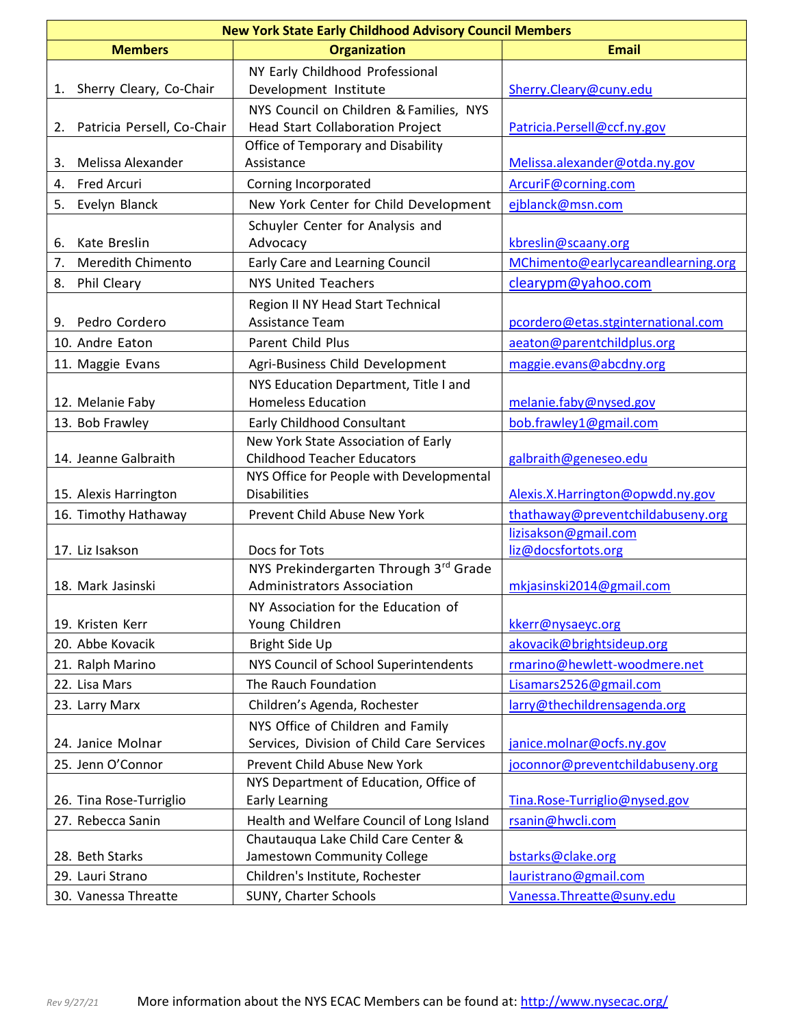| New York State Early Childhood Advisory Council Members | | |
|---|---|---|
| **Members** | **Organization** | **Email** |
| 1. Sherry Cleary, Co-Chair | NY Early Childhood Professional Development Institute | Sherry.Cleary@cuny.edu |
| 2. Patricia Persell, Co-Chair | NYS Council on Children & Families, NYS Head Start Collaboration Project | Patricia.Persell@ccf.ny.gov |
| 3. Melissa Alexander | Office of Temporary and Disability Assistance | Melissa.alexander@otda.ny.gov |
| 4. Fred Arcuri | Corning Incorporated | ArcuriF@corning.com |
| 5. Evelyn Blanck | New York Center for Child Development | ejblanck@msn.com |
| 6. Kate Breslin | Schuyler Center for Analysis and Advocacy | kbreslin@scaany.org |
| 7. Meredith Chimento | Early Care and Learning Council | MChimento@earlycareandlearning.org |
| 8. Phil Cleary | NYS United Teachers | clearypm@yahoo.com |
| 9. Pedro Cordero | Region II NY Head Start Technical Assistance Team | pcordero@etas.stginternational.com |
| 10. Andre Eaton | Parent Child Plus | aeaton@parentchildplus.org |
| 11. Maggie Evans | Agri-Business Child Development | maggie.evans@abcdny.org |
| 12. Melanie Faby | NYS Education Department, Title I and Homeless Education | melanie.faby@nysed.gov |
| 13. Bob Frawley | Early Childhood Consultant | bob.frawley1@gmail.com |
| 14. Jeanne Galbraith | New York State Association of Early Childhood Teacher Educators | galbraith@geneseo.edu |
| 15. Alexis Harrington | NYS Office for People with Developmental Disabilities | Alexis.X.Harrington@opwdd.ny.gov |
| 16. Timothy Hathaway | Prevent Child Abuse New York | thathaway@preventchildabuseny.org |
| 17. Liz Isakson | Docs for Tots | lizisakson@gmail.com liz@docsfortots.org |
| 18. Mark Jasinski | NYS Prekindergarten Through 3rd Grade Administrators Association | mkjasinski2014@gmail.com |
| 19. Kristen Kerr | NY Association for the Education of Young Children | kkerr@nysaeyc.org |
| 20. Abbe Kovacik | Bright Side Up | akovacik@brightsideup.org |
| 21. Ralph Marino | NYS Council of School Superintendents | rmarino@hewlett-woodmere.net |
| 22. Lisa Mars | The Rauch Foundation | Lisamars2526@gmail.com |
| 23. Larry Marx | Children's Agenda, Rochester | larry@thechildrensagenda.org |
| 24. Janice Molnar | NYS Office of Children and Family Services, Division of Child Care Services | janice.molnar@ocfs.ny.gov |
| 25. Jenn O'Connor | Prevent Child Abuse New York | joconnor@preventchildabuseny.org |
| 26. Tina Rose-Turriglio | NYS Department of Education, Office of Early Learning | Tina.Rose-Turriglio@nysed.gov |
| 27. Rebecca Sanin | Health and Welfare Council of Long Island | rsanin@hwcli.com |
| 28. Beth Starks | Chautauqua Lake Child Care Center & Jamestown Community College | bstarks@clake.org |
| 29. Lauri Strano | Children's Institute, Rochester | lauristrano@gmail.com |
| 30. Vanessa Threatte | SUNY, Charter Schools | Vanessa.Threatte@suny.edu |

*Rev 9/27/21*

More information about the NYS ECAC Members can be found at: http://www.nysecac.org/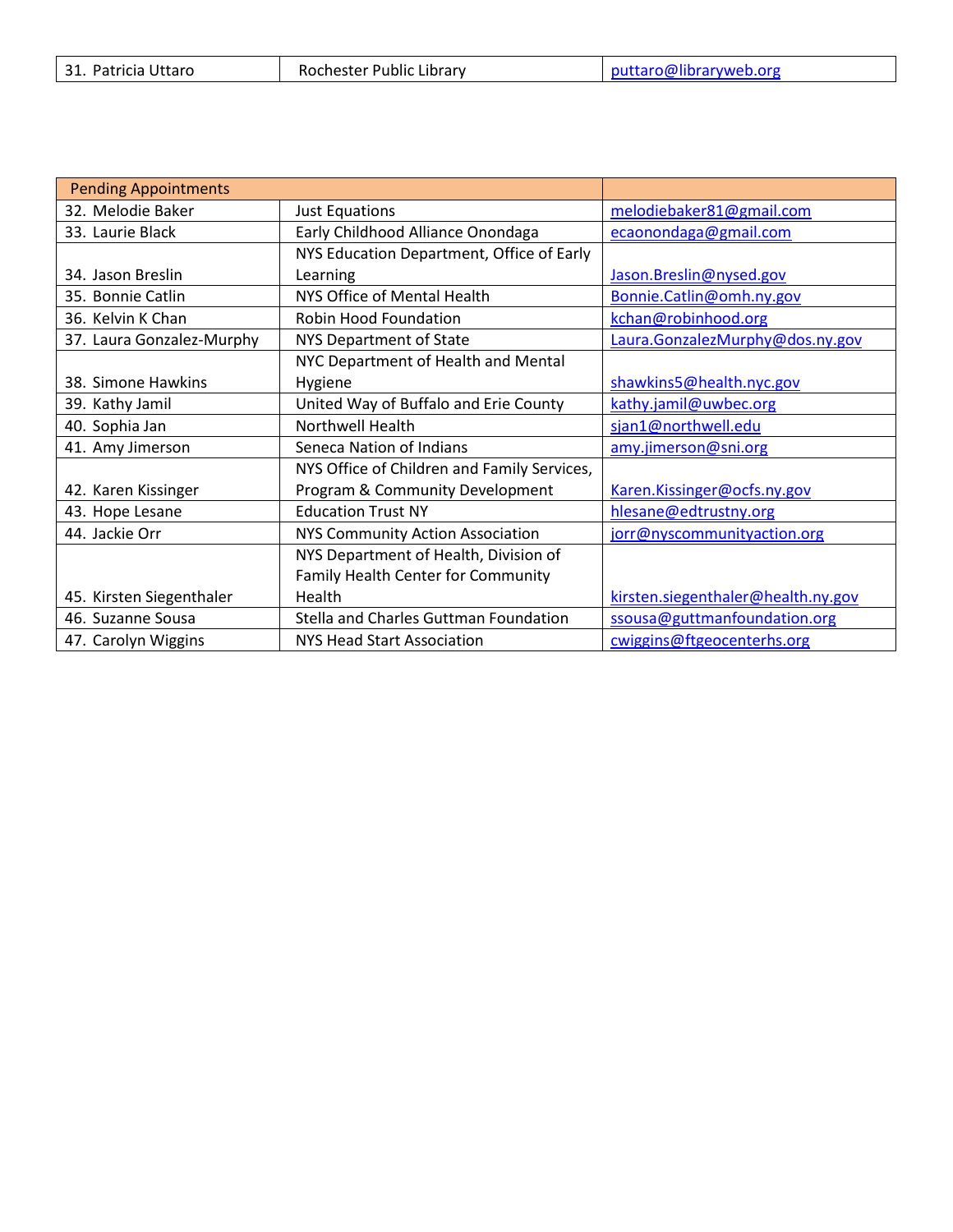| | | |
|---|---|---|
| 31. Patricia Uttaro | Rochester Public Library | puttaro@libraryweb.org |

| Pending Appointments | | |
|---|---|---|
| 32. Melodie Baker | Just Equations | melodiebaker81@gmail.com |
| 33. Laurie Black | Early Childhood Alliance Onondaga | ecaonondaga@gmail.com |
| 34. Jason Breslin | NYS Education Department, Office of Early Learning | Jason.Breslin@nysed.gov |
| 35. Bonnie Catlin | NYS Office of Mental Health | Bonnie.Catlin@omh.ny.gov |
| 36. Kelvin K Chan | Robin Hood Foundation | kchan@robinhood.org |
| 37. Laura Gonzalez-Murphy | NYS Department of State | Laura.GonzalezMurphy@dos.ny.gov |
| 38. Simone Hawkins | NYC Department of Health and Mental Hygiene | shawkins5@health.nyc.gov |
| 39. Kathy Jamil | United Way of Buffalo and Erie County | kathy.jamil@uwbec.org |
| 40. Sophia Jan | Northwell Health | sjan1@northwell.edu |
| 41. Amy Jimerson | Seneca Nation of Indians | amy.jimerson@sni.org |
| 42. Karen Kissinger | NYS Office of Children and Family Services, Program & Community Development | Karen.Kissinger@ocfs.ny.gov |
| 43. Hope Lesane | Education Trust NY | hlesane@edtrustny.org |
| 44. Jackie Orr | NYS Community Action Association | jorr@nyscommunityaction.org |
| 45. Kirsten Siegenthaler | NYS Department of Health, Division of Family Health Center for Community Health | kirsten.siegenthaler@health.ny.gov |
| 46. Suzanne Sousa | Stella and Charles Guttman Foundation | ssousa@guttmanfoundation.org |
| 47. Carolyn Wiggins | NYS Head Start Association | cwiggins@ftgeocenterhs.org |